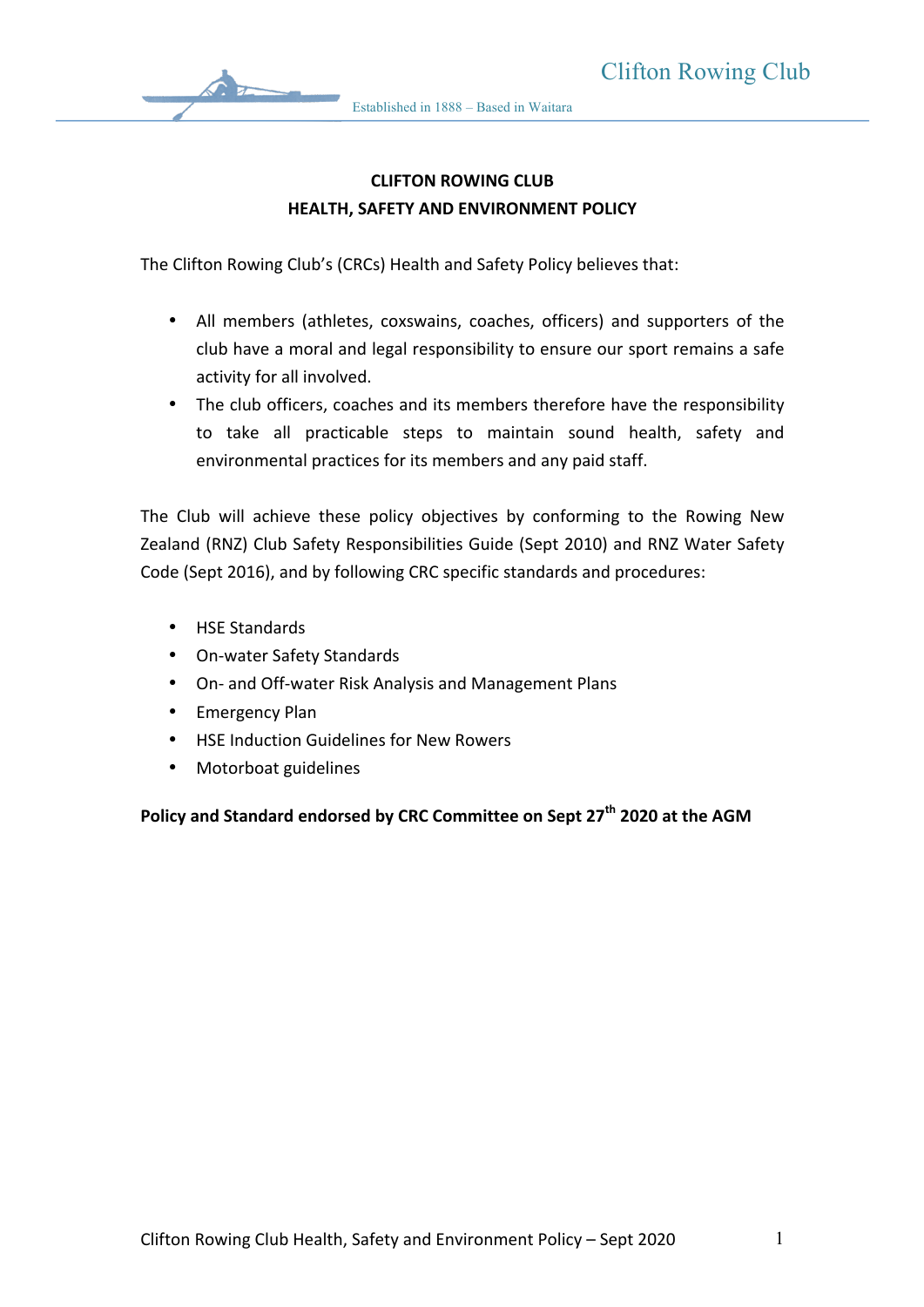# CLIFTON ROWING CLUB
## HEALTH, SAFETY AND ENVIRONMENT POLICY

The Clifton Rowing Club's (CRCs) Health and Safety Policy believes that:

- All members (athletes, coxswains, coaches, officers) and supporters of the club have a moral and legal responsibility to ensure our sport remains a safe activity for all involved.
- The club officers, coaches and its members therefore have the responsibility to take all practicable steps to maintain sound health, safety and environmental practices for its members and any paid staff.

The Club will achieve these policy objectives by conforming to the Rowing New Zealand (RNZ) Club Safety Responsibilities Guide (Sept 2010) and RNZ Water Safety Code (Sept 2016), and by following CRC specific standards and procedures:

- HSE Standards
- On-water Safety Standards
- On- and Off-water Risk Analysis and Management Plans
- Emergency Plan
- HSE Induction Guidelines for New Rowers
- Motorboat guidelines

**Policy and Standard endorsed by CRC Committee on Sept 27th 2020 at the AGM**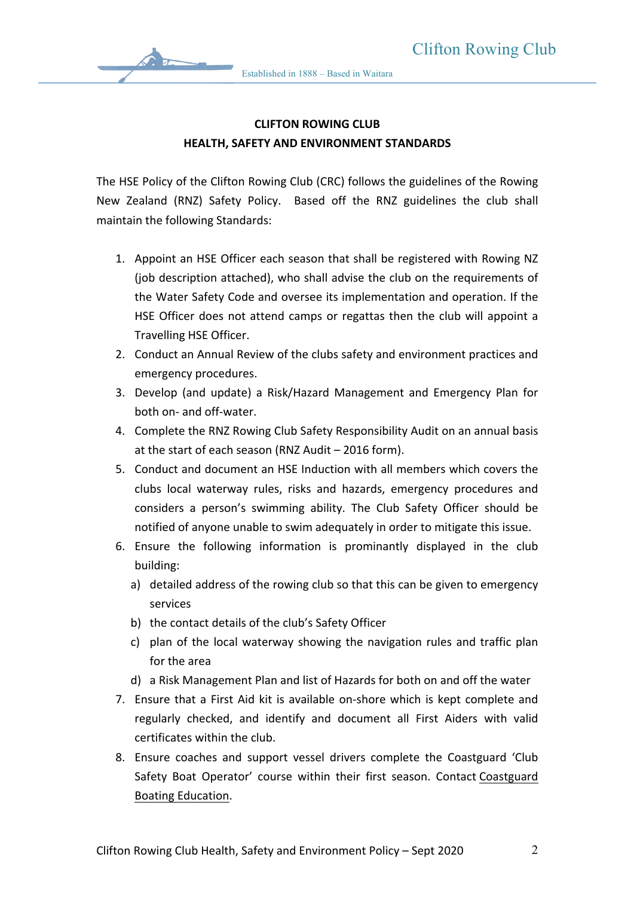**CLIFTON ROWING CLUB**

**HEALTH, SAFETY AND ENVIRONMENT STANDARDS**

The HSE Policy of the Clifton Rowing Club (CRC) follows the guidelines of the Rowing New Zealand (RNZ) Safety Policy. Based off the RNZ guidelines the club shall maintain the following Standards:

1. Appoint an HSE Officer each season that shall be registered with Rowing NZ (job description attached), who shall advise the club on the requirements of the Water Safety Code and oversee its implementation and operation. If the HSE Officer does not attend camps or regattas then the club will appoint a Travelling HSE Officer.
2. Conduct an Annual Review of the clubs safety and environment practices and emergency procedures.
3. Develop (and update) a Risk/Hazard Management and Emergency Plan for both on- and off-water.
4. Complete the RNZ Rowing Club Safety Responsibility Audit on an annual basis at the start of each season (RNZ Audit – 2016 form).
5. Conduct and document an HSE Induction with all members which covers the clubs local waterway rules, risks and hazards, emergency procedures and considers a person's swimming ability. The Club Safety Officer should be notified of anyone unable to swim adequately in order to mitigate this issue.
6. Ensure the following information is prominantly displayed in the club building:
   a) detailed address of the rowing club so that this can be given to emergency services
   b) the contact details of the club's Safety Officer
   c) plan of the local waterway showing the navigation rules and traffic plan for the area
   d) a Risk Management Plan and list of Hazards for both on and off the water
7. Ensure that a First Aid kit is available on-shore which is kept complete and regularly checked, and identify and document all First Aiders with valid certificates within the club.
8. Ensure coaches and support vessel drivers complete the Coastguard 'Club Safety Boat Operator' course within their first season. Contact Coastguard Boating Education.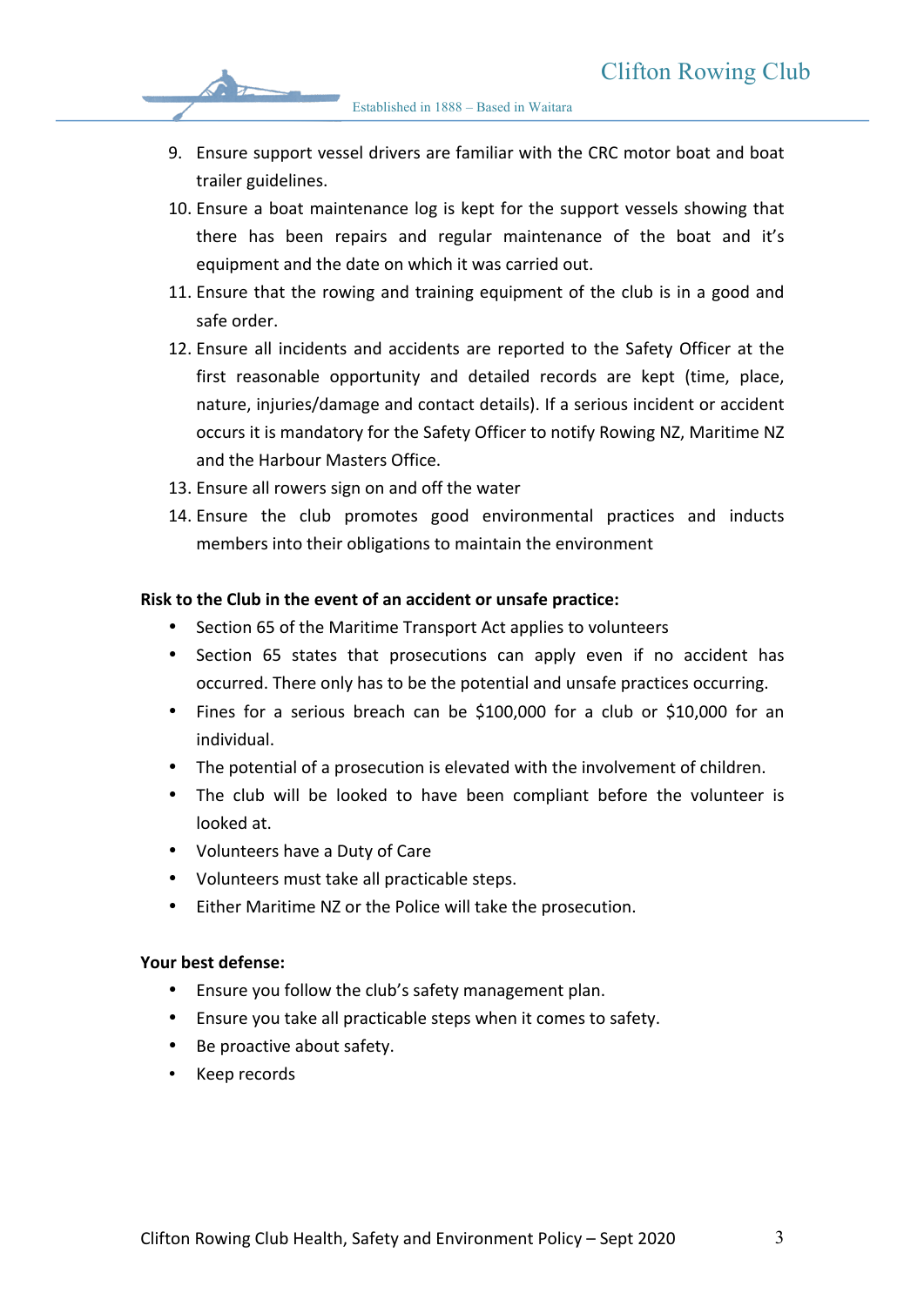9. Ensure support vessel drivers are familiar with the CRC motor boat and boat trailer guidelines.
10. Ensure a boat maintenance log is kept for the support vessels showing that there has been repairs and regular maintenance of the boat and it's equipment and the date on which it was carried out.
11. Ensure that the rowing and training equipment of the club is in a good and safe order.
12. Ensure all incidents and accidents are reported to the Safety Officer at the first reasonable opportunity and detailed records are kept (time, place, nature, injuries/damage and contact details). If a serious incident or accident occurs it is mandatory for the Safety Officer to notify Rowing NZ, Maritime NZ and the Harbour Masters Office.
13. Ensure all rowers sign on and off the water
14. Ensure the club promotes good environmental practices and inducts members into their obligations to maintain the environment

**Risk to the Club in the event of an accident or unsafe practice:**

- Section 65 of the Maritime Transport Act applies to volunteers
- Section 65 states that prosecutions can apply even if no accident has occurred. There only has to be the potential and unsafe practices occurring.
- Fines for a serious breach can be $100,000 for a club or $10,000 for an individual.
- The potential of a prosecution is elevated with the involvement of children.
- The club will be looked to have been compliant before the volunteer is looked at.
- Volunteers have a Duty of Care
- Volunteers must take all practicable steps.
- Either Maritime NZ or the Police will take the prosecution.

**Your best defense:**

- Ensure you follow the club's safety management plan.
- Ensure you take all practicable steps when it comes to safety.
- Be proactive about safety.
- Keep records